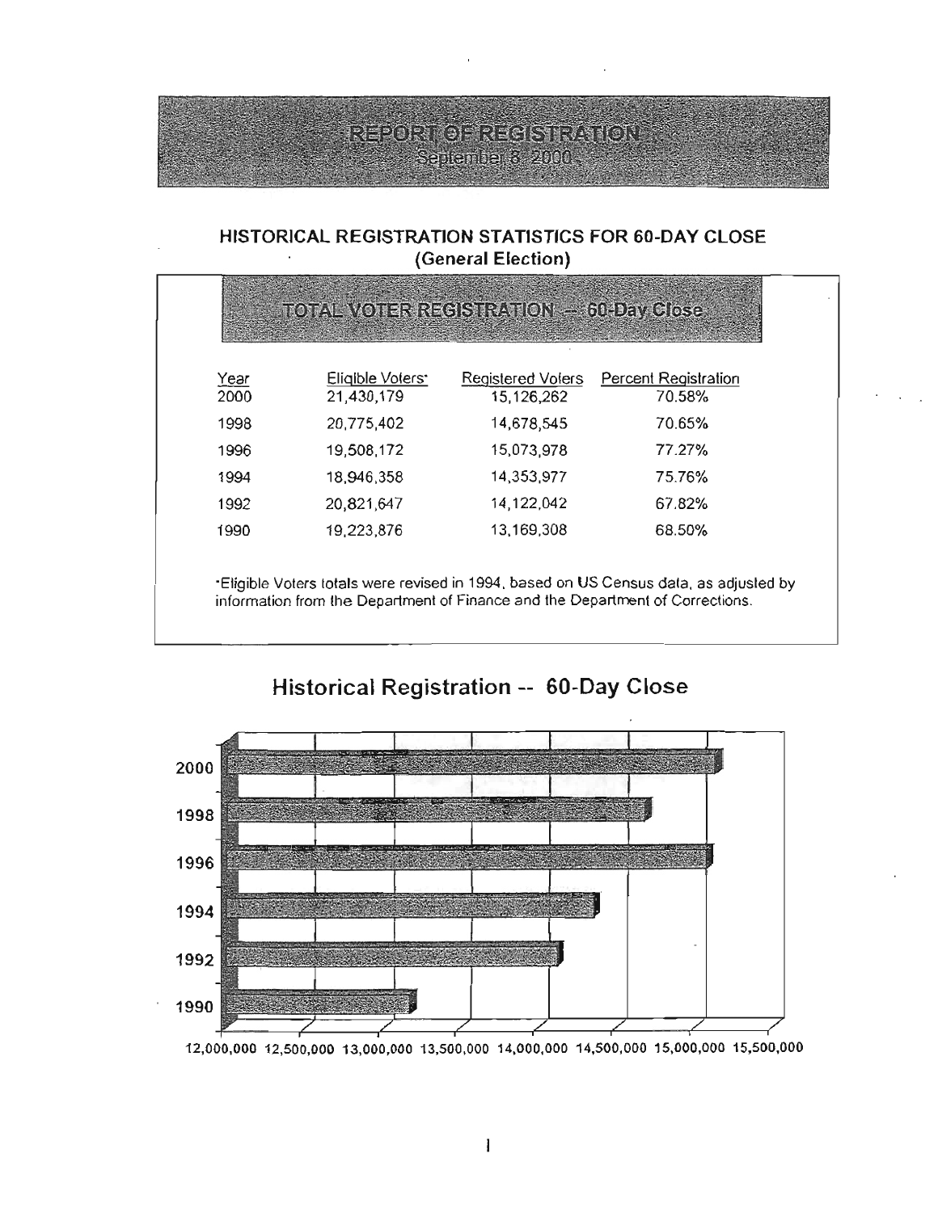# REPORT OF REGISTRATION

September 8, 2000

## HISTORICAL REGISTRATION STATISTICS FOR 60-DAY CLOSE
### (General Election)

### TOTAL VOTER REGISTRATION -- 60-Day Close

| Year | Eligible Voters* | Registered Voters | Percent Registration |
|---|---|---|---|
| 2000 | 21,430,179 | 15,126,262 | 70.58% |
| 1998 | 20,775,402 | 14,678,545 | 70.65% |
| 1996 | 19,508,172 | 15,073,978 | 77.27% |
| 1994 | 18,946,358 | 14,353,977 | 75.76% |
| 1992 | 20,821,647 | 14,122,042 | 67.82% |
| 1990 | 19,223,876 | 13,169,308 | 68.50% |

*Eligible Voters totals were revised in 1994, based on US Census data, as adjusted by information from the Department of Finance and the Department of Corrections.

## Historical Registration -- 60-Day Close

| Year |
|---|
| 2000 |
| 1998 |
| 1996 |
| 1994 |
| 1992 |
| 1990 |

12,000,000 12,500,000 13,000,000 13,500,000 14,000,000 14,500,000 15,000,000 15,500,000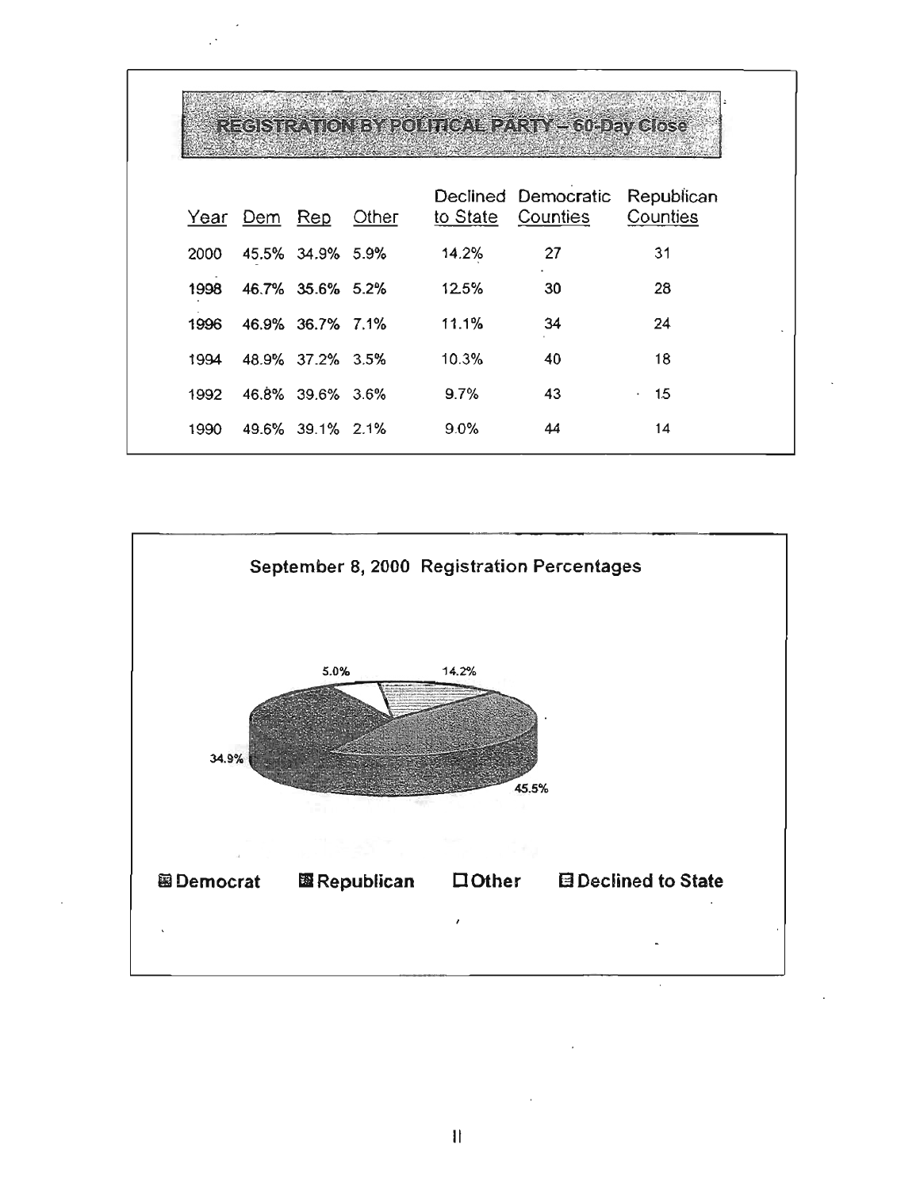## REGISTRATION BY POLITICAL PARTY – 60-Day Close

| Year | Dem | Rep | Other | Declined to State | Democratic Counties | Republican Counties |
|---|---|---|---|---|---|---|
| 2000 | 45.5% | 34.9% | 5.9% | 14.2% | 27 | 31 |
| 1998 | 46.7% | 35.6% | 5.2% | 12.5% | 30 | 28 |
| 1996 | 46.9% | 36.7% | 7.1% | 11.1% | 34 | 24 |
| 1994 | 48.9% | 37.2% | 3.5% | 10.3% | 40 | 18 |
| 1992 | 46.8% | 39.6% | 3.6% | 9.7% | 43 | 15 |
| 1990 | 49.6% | 39.1% | 2.1% | 9.0% | 44 | 14 |

## September 8, 2000 Registration Percentages

| Democrat | Republican | Other | Declined to State |
|---|---|---|---|
| 45.5% | 34.9% | 5.0% | 14.2% |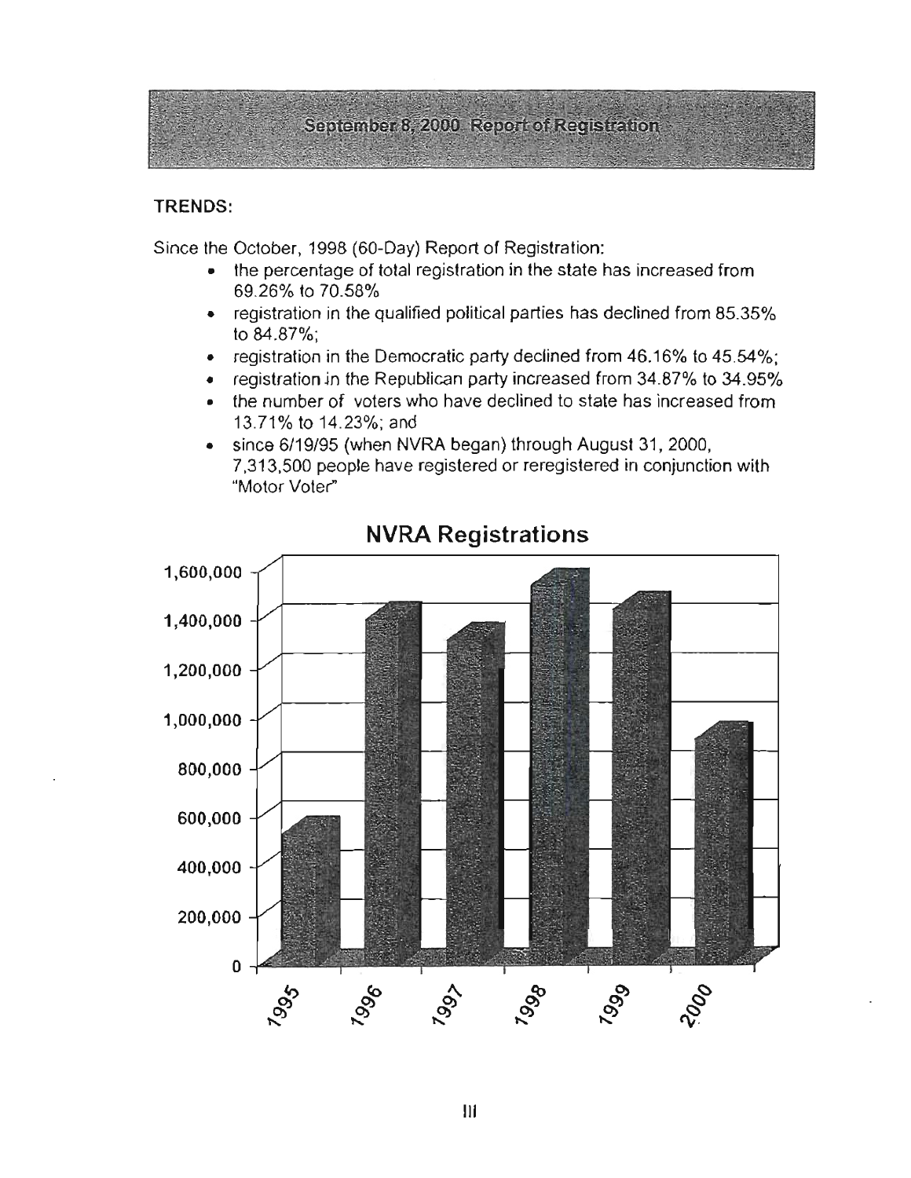# September 8, 2000 Report of Registration

**TRENDS:**

Since the October, 1998 (60-Day) Report of Registration:

- the percentage of total registration in the state has increased from 69.26% to 70.58%
- registration in the qualified political parties has declined from 85.35% to 84.87%;
- registration in the Democratic party declined from 46.16% to 45.54%;
- registration in the Republican party increased from 34.87% to 34.95%
- the number of voters who have declined to state has increased from 13.71% to 14.23%; and
- since 6/19/95 (when NVRA began) through August 31, 2000, 7,313,500 people have registered or reregistered in conjunction with "Motor Voter"

**NVRA Registrations**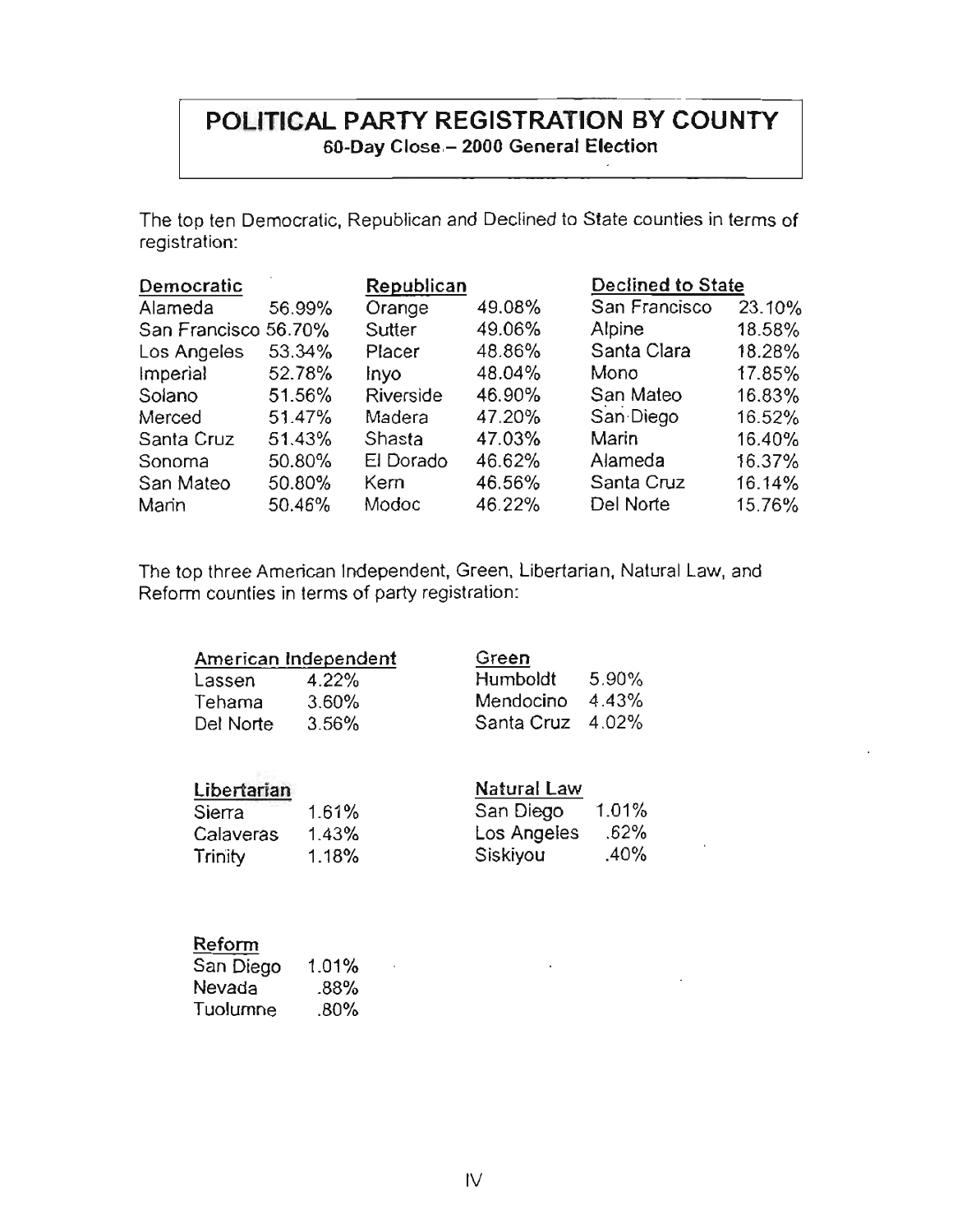# POLITICAL PARTY REGISTRATION BY COUNTY

**60-Day Close – 2000 General Election**

The top ten Democratic, Republican and Declined to State counties in terms of registration:

| Democratic | | Republican | | Declined to State | |
|---|---|---|---|---|---|
| Alameda | 56.99% | Orange | 49.08% | San Francisco | 23.10% |
| San Francisco | 56.70% | Sutter | 49.06% | Alpine | 18.58% |
| Los Angeles | 53.34% | Placer | 48.86% | Santa Clara | 18.28% |
| Imperial | 52.78% | Inyo | 48.04% | Mono | 17.85% |
| Solano | 51.56% | Riverside | 46.90% | San Mateo | 16.83% |
| Merced | 51.47% | Madera | 47.20% | San Diego | 16.52% |
| Santa Cruz | 51.43% | Shasta | 47.03% | Marin | 16.40% |
| Sonoma | 50.80% | El Dorado | 46.62% | Alameda | 16.37% |
| San Mateo | 50.80% | Kern | 46.56% | Santa Cruz | 16.14% |
| Marin | 50.46% | Modoc | 46.22% | Del Norte | 15.76% |

The top three American Independent, Green, Libertarian, Natural Law, and Reform counties in terms of party registration:

| American Independent | | Green | |
|---|---|---|---|
| Lassen | 4.22% | Humboldt | 5.90% |
| Tehama | 3.60% | Mendocino | 4.43% |
| Del Norte | 3.56% | Santa Cruz | 4.02% |

| Libertarian | | Natural Law | |
|---|---|---|---|
| Sierra | 1.61% | San Diego | 1.01% |
| Calaveras | 1.43% | Los Angeles | .62% |
| Trinity | 1.18% | Siskiyou | .40% |

| Reform | |
|---|---|
| San Diego | 1.01% |
| Nevada | .88% |
| Tuolumne | .80% |